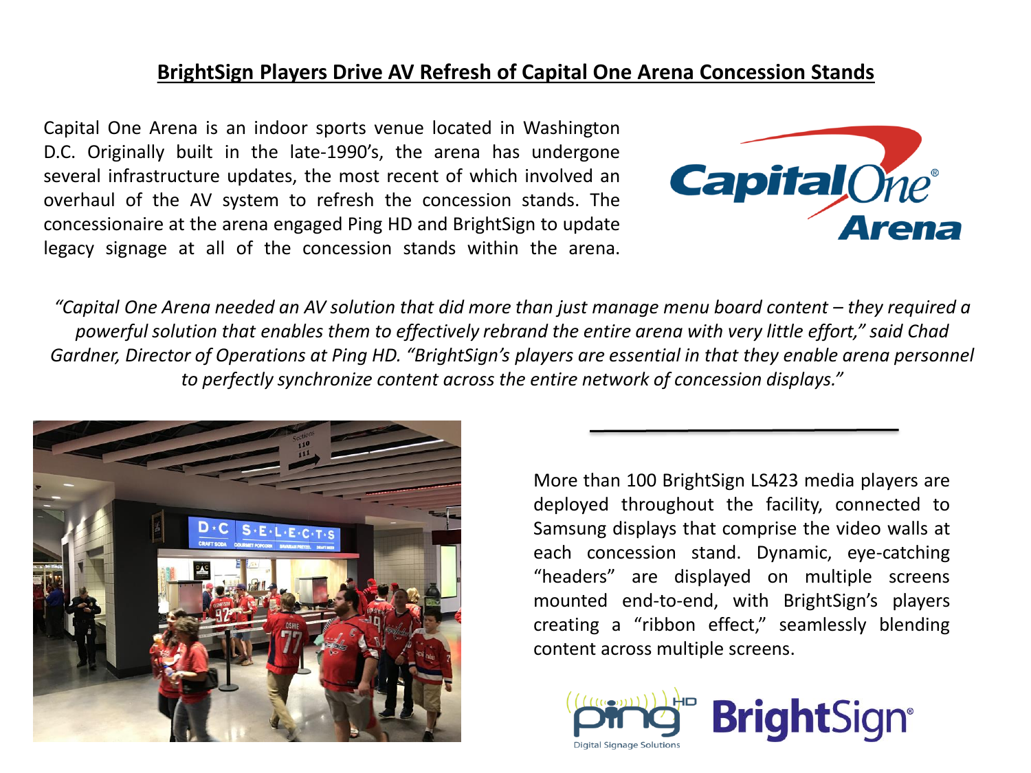# BrightSign Players Drive AV Refresh of Capital One Arena Concession Stands

Capital One Arena is an indoor sports venue located in Washington D.C. Originally built in the late-1990's, the arena has undergone several infrastructure updates, the most recent of which involved an overhaul of the AV system to refresh the concession stands. The concessionaire at the arena engaged Ping HD and BrightSign to update legacy signage at all of the concession stands within the arena.

*"Capital One Arena needed an AV solution that did more than just manage menu board content – they required a powerful solution that enables them to effectively rebrand the entire arena with very little effort," said Chad Gardner, Director of Operations at Ping HD. "BrightSign's players are essential in that they enable arena personnel to perfectly synchronize content across the entire network of concession displays."*

More than 100 BrightSign LS423 media players are deployed throughout the facility, connected to Samsung displays that comprise the video walls at each concession stand. Dynamic, eye-catching "headers" are displayed on multiple screens mounted end-to-end, with BrightSign's players creating a "ribbon effect," seamlessly blending content across multiple screens.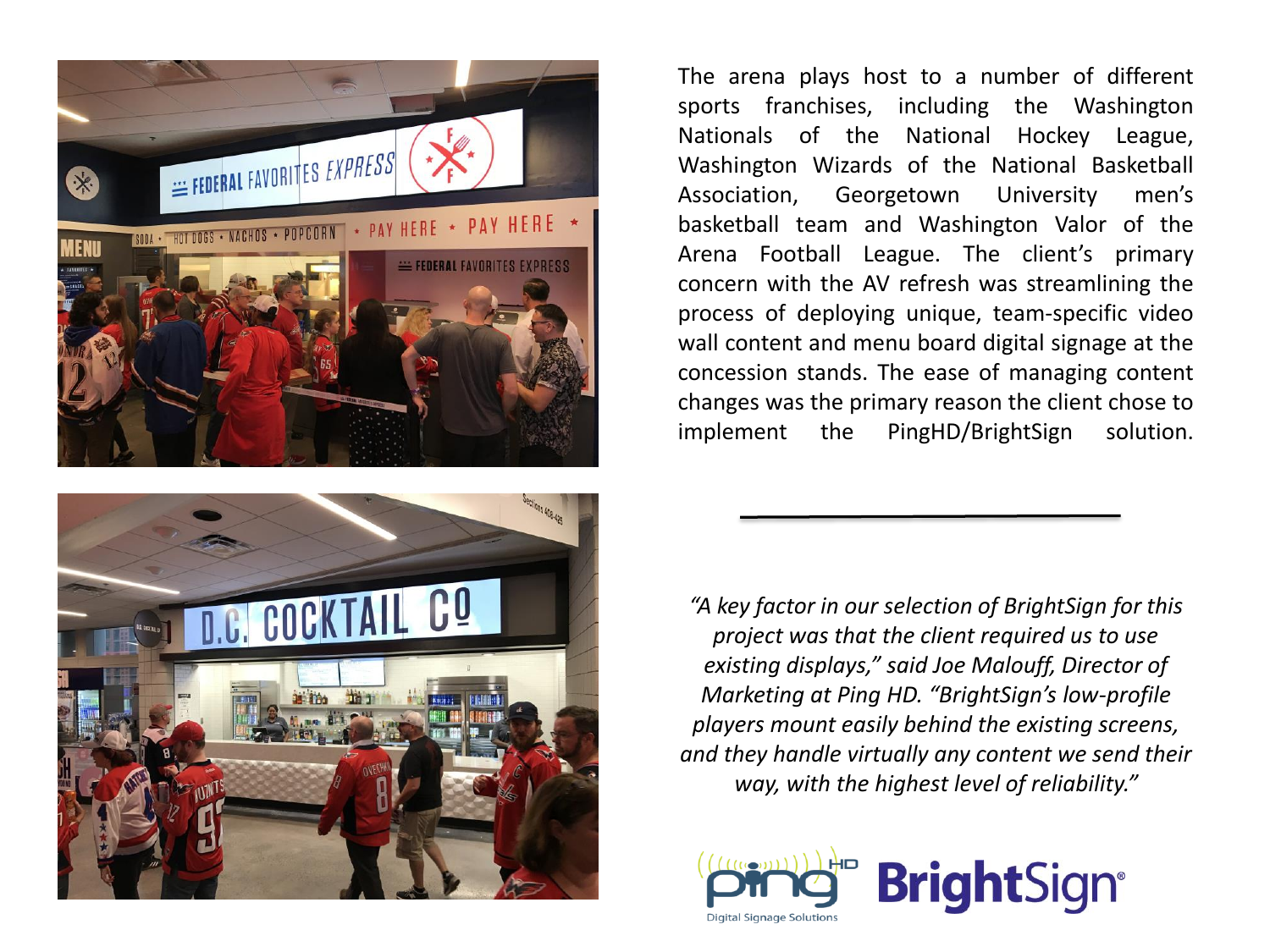The arena plays host to a number of different sports franchises, including the Washington Nationals of the National Hockey League, Washington Wizards of the National Basketball Association, Georgetown University men's basketball team and Washington Valor of the Arena Football League. The client's primary concern with the AV refresh was streamlining the process of deploying unique, team-specific video wall content and menu board digital signage at the concession stands. The ease of managing content changes was the primary reason the client chose to implement the PingHD/BrightSign solution.

---

*"A key factor in our selection of BrightSign for this project was that the client required us to use existing displays," said Joe Malouff, Director of Marketing at Ping HD. "BrightSign's low-profile players mount easily behind the existing screens, and they handle virtually any content we send their way, with the highest level of reliability."*

ping HD Digital Signage Solutions BrightSign®